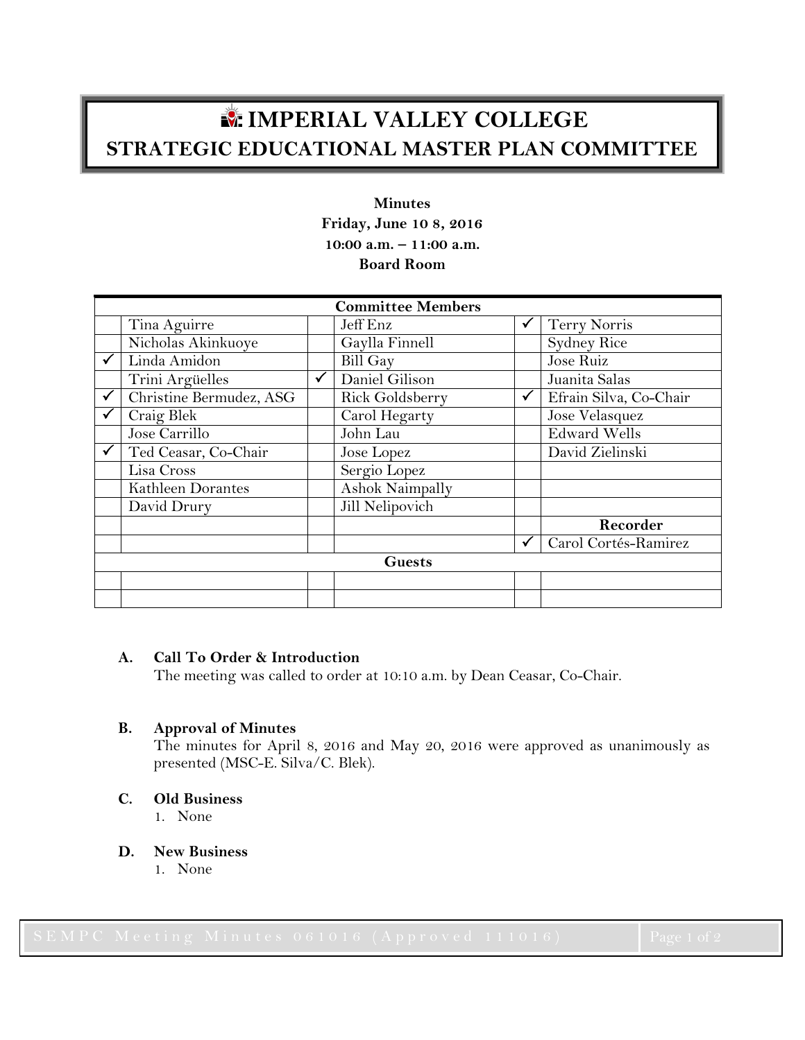# IMPERIAL VALLEY COLLEGE
## STRATEGIC EDUCATIONAL MASTER PLAN COMMITTEE

**Minutes**
**Friday, June 10 8, 2016**
**10:00 a.m. – 11:00 a.m.**
**Board Room**

| Committee Members | | | | | |
|---|---|---|---|---|---|
| | Tina Aguirre | | Jeff Enz | ✓ | Terry Norris |
| | Nicholas Akinkuoye | | Gaylla Finnell | | Sydney Rice |
| ✓ | Linda Amidon | | Bill Gay | | Jose Ruiz |
| | Trini Argüelles | ✓ | Daniel Gilison | | Juanita Salas |
| ✓ | Christine Bermudez, ASG | | Rick Goldsberry | ✓ | Efrain Silva, Co-Chair |
| ✓ | Craig Blek | | Carol Hegarty | | Jose Velasquez |
| | Jose Carrillo | | John Lau | | Edward Wells |
| ✓ | Ted Ceasar, Co-Chair | | Jose Lopez | | David Zielinski |
| | Lisa Cross | | Sergio Lopez | | |
| | Kathleen Dorantes | | Ashok Naimpally | | |
| | David Drury | | Jill Nelipovich | | |
| | | | | | **Recorder** |
| | | | | ✓ | Carol Cortés-Ramirez |
| **Guests** | | | | | |
| | | | | | |
| | | | | | |

**A. Call To Order & Introduction**

The meeting was called to order at 10:10 a.m. by Dean Ceasar, Co-Chair.

**B. Approval of Minutes**

The minutes for April 8, 2016 and May 20, 2016 were approved as unanimously as presented (MSC-E. Silva/C. Blek).

**C. Old Business**

1. None

**D. New Business**

1. None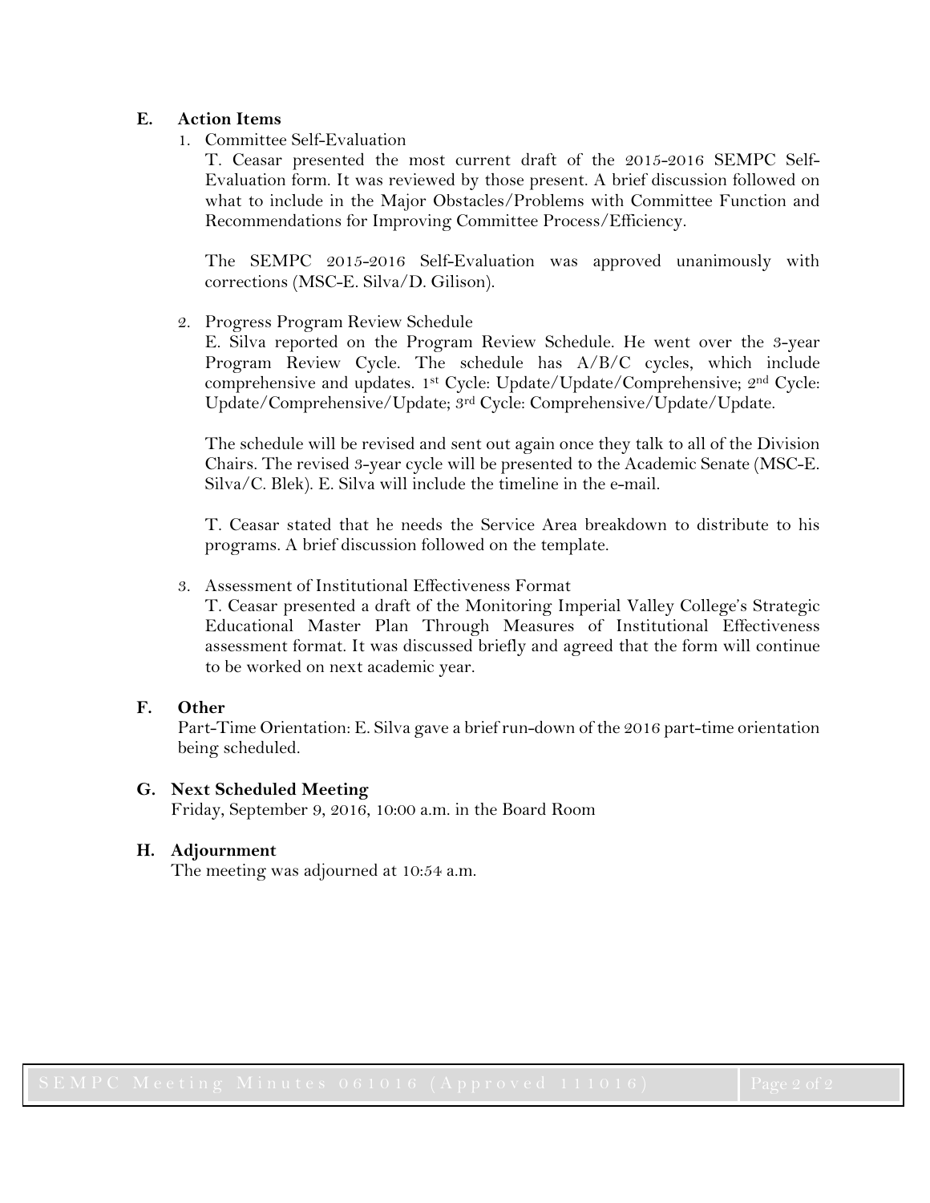## E. Action Items

1. Committee Self-Evaluation

   T. Ceasar presented the most current draft of the 2015-2016 SEMPC Self-Evaluation form. It was reviewed by those present. A brief discussion followed on what to include in the Major Obstacles/Problems with Committee Function and Recommendations for Improving Committee Process/Efficiency.

   The SEMPC 2015-2016 Self-Evaluation was approved unanimously with corrections (MSC-E. Silva/D. Gilison).

2. Progress Program Review Schedule

   E. Silva reported on the Program Review Schedule. He went over the 3-year Program Review Cycle. The schedule has A/B/C cycles, which include comprehensive and updates. 1st Cycle: Update/Update/Comprehensive; 2nd Cycle: Update/Comprehensive/Update; 3rd Cycle: Comprehensive/Update/Update.

   The schedule will be revised and sent out again once they talk to all of the Division Chairs. The revised 3-year cycle will be presented to the Academic Senate (MSC-E. Silva/C. Blek). E. Silva will include the timeline in the e-mail.

   T. Ceasar stated that he needs the Service Area breakdown to distribute to his programs. A brief discussion followed on the template.

3. Assessment of Institutional Effectiveness Format

   T. Ceasar presented a draft of the Monitoring Imperial Valley College's Strategic Educational Master Plan Through Measures of Institutional Effectiveness assessment format. It was discussed briefly and agreed that the form will continue to be worked on next academic year.

## F. Other

Part-Time Orientation: E. Silva gave a brief run-down of the 2016 part-time orientation being scheduled.

## G. Next Scheduled Meeting

Friday, September 9, 2016, 10:00 a.m. in the Board Room

## H. Adjournment

The meeting was adjourned at 10:54 a.m.